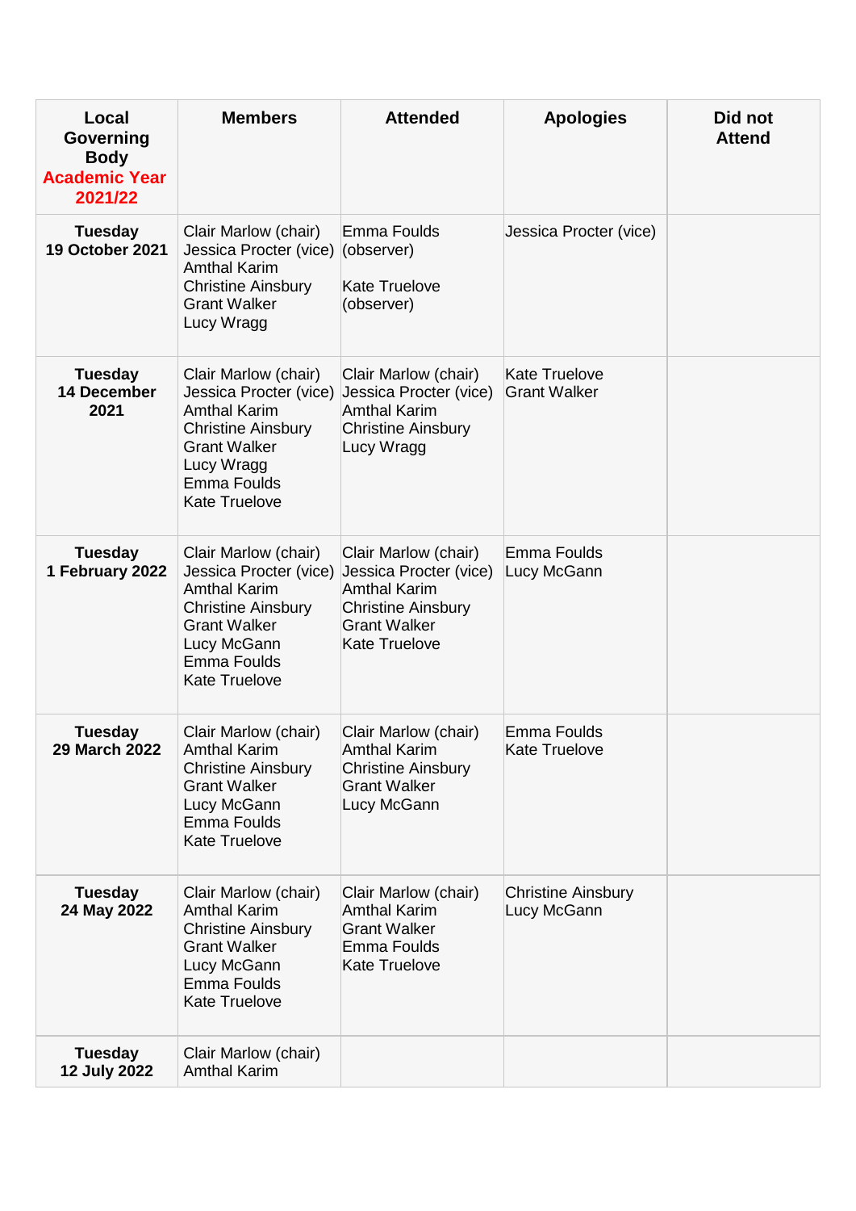| Local Governing Body Academic Year 2021/22 | Members | Attended | Apologies | Did not Attend |
|---|---|---|---|---|
| **Tuesday 19 October 2021** | Clair Marlow (chair)<br>Jessica Procter (vice)<br>Amthal Karim<br>Christine Ainsbury<br>Grant Walker<br>Lucy Wragg | Emma Foulds (observer)<br><br>Kate Truelove (observer) | Jessica Procter (vice) | |
| **Tuesday 14 December 2021** | Clair Marlow (chair)<br>Jessica Procter (vice)<br>Amthal Karim<br>Christine Ainsbury<br>Grant Walker<br>Lucy Wragg<br>Emma Foulds<br>Kate Truelove | Clair Marlow (chair)<br>Jessica Procter (vice)<br>Amthal Karim<br>Christine Ainsbury<br>Lucy Wragg | Kate Truelove<br>Grant Walker | |
| **Tuesday 1 February 2022** | Clair Marlow (chair)<br>Jessica Procter (vice)<br>Amthal Karim<br>Christine Ainsbury<br>Grant Walker<br>Lucy McGann<br>Emma Foulds<br>Kate Truelove | Clair Marlow (chair)<br>Jessica Procter (vice)<br>Amthal Karim<br>Christine Ainsbury<br>Grant Walker<br>Kate Truelove | Emma Foulds<br>Lucy McGann | |
| **Tuesday 29 March 2022** | Clair Marlow (chair)<br>Amthal Karim<br>Christine Ainsbury<br>Grant Walker<br>Lucy McGann<br>Emma Foulds<br>Kate Truelove | Clair Marlow (chair)<br>Amthal Karim<br>Christine Ainsbury<br>Grant Walker<br>Lucy McGann | Emma Foulds<br>Kate Truelove | |
| **Tuesday 24 May 2022** | Clair Marlow (chair)<br>Amthal Karim<br>Christine Ainsbury<br>Grant Walker<br>Lucy McGann<br>Emma Foulds<br>Kate Truelove | Clair Marlow (chair)<br>Amthal Karim<br>Grant Walker<br>Emma Foulds<br>Kate Truelove | Christine Ainsbury<br>Lucy McGann | |
| **Tuesday 12 July 2022** | Clair Marlow (chair)<br>Amthal Karim | | | |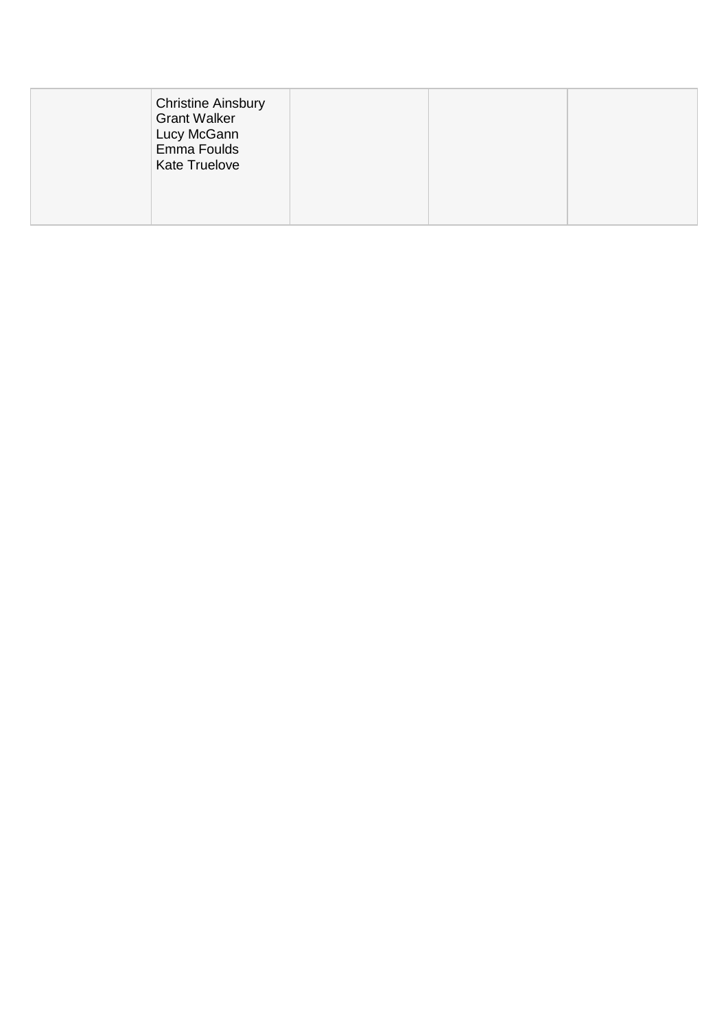| | | | | |
|---|---|---|---|---|
| | Christine Ainsbury<br>Grant Walker<br>Lucy McGann<br>Emma Foulds<br>Kate Truelove | | | |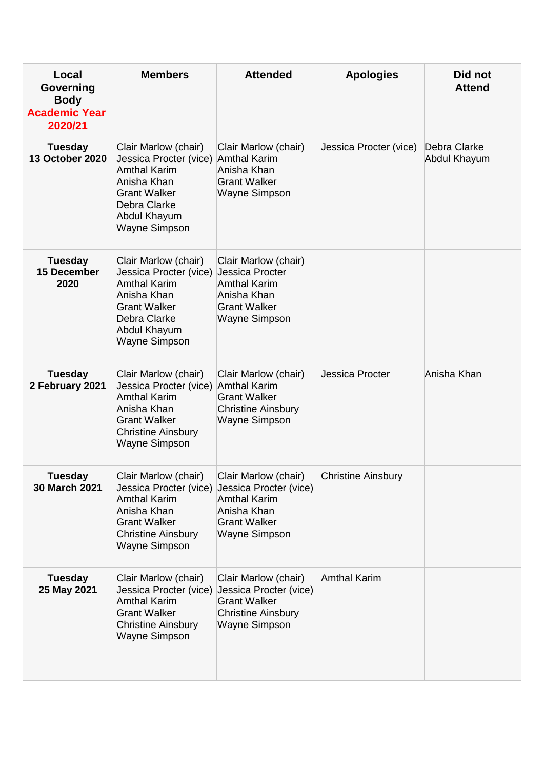| Local Governing Body Academic Year 2020/21 | Members | Attended | Apologies | Did not Attend |
|---|---|---|---|---|
| **Tuesday 13 October 2020** | Clair Marlow (chair)<br>Jessica Procter (vice)<br>Amthal Karim<br>Anisha Khan<br>Grant Walker<br>Debra Clarke<br>Abdul Khayum<br>Wayne Simpson | Clair Marlow (chair)<br>Amthal Karim<br>Anisha Khan<br>Grant Walker<br>Wayne Simpson | Jessica Procter (vice) | Debra Clarke<br>Abdul Khayum |
| **Tuesday 15 December 2020** | Clair Marlow (chair)<br>Jessica Procter (vice)<br>Amthal Karim<br>Anisha Khan<br>Grant Walker<br>Debra Clarke<br>Abdul Khayum<br>Wayne Simpson | Clair Marlow (chair)<br>Jessica Procter<br>Amthal Karim<br>Anisha Khan<br>Grant Walker<br>Wayne Simpson | | |
| **Tuesday 2 February 2021** | Clair Marlow (chair)<br>Jessica Procter (vice)<br>Amthal Karim<br>Anisha Khan<br>Grant Walker<br>Christine Ainsbury<br>Wayne Simpson | Clair Marlow (chair)<br>Amthal Karim<br>Grant Walker<br>Christine Ainsbury<br>Wayne Simpson | Jessica Procter | Anisha Khan |
| **Tuesday 30 March 2021** | Clair Marlow (chair)<br>Jessica Procter (vice)<br>Amthal Karim<br>Anisha Khan<br>Grant Walker<br>Christine Ainsbury<br>Wayne Simpson | Clair Marlow (chair)<br>Jessica Procter (vice)<br>Amthal Karim<br>Anisha Khan<br>Grant Walker<br>Wayne Simpson | Christine Ainsbury | |
| **Tuesday 25 May 2021** | Clair Marlow (chair)<br>Jessica Procter (vice)<br>Amthal Karim<br>Grant Walker<br>Christine Ainsbury<br>Wayne Simpson | Clair Marlow (chair)<br>Jessica Procter (vice)<br>Grant Walker<br>Christine Ainsbury<br>Wayne Simpson | Amthal Karim | |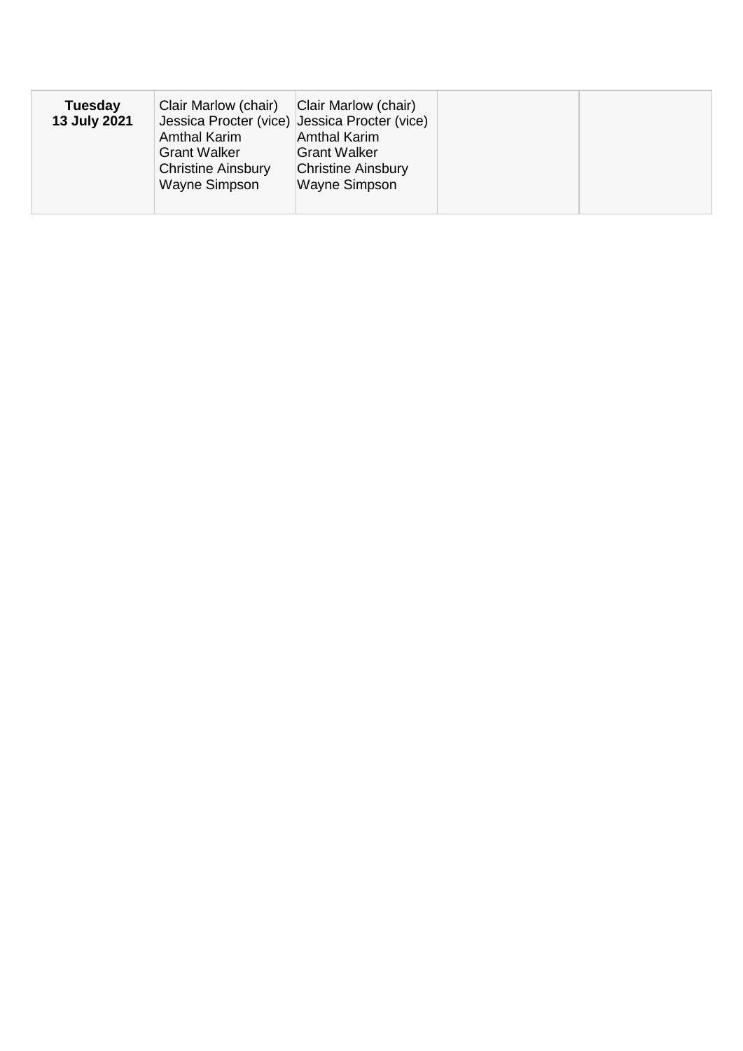| | | | | |
|---|---|---|---|---|
| **Tuesday 13 July 2021** | Clair Marlow (chair)<br>Jessica Procter (vice)<br>Amthal Karim<br>Grant Walker<br>Christine Ainsbury<br>Wayne Simpson | Clair Marlow (chair)<br>Jessica Procter (vice)<br>Amthal Karim<br>Grant Walker<br>Christine Ainsbury<br>Wayne Simpson | | |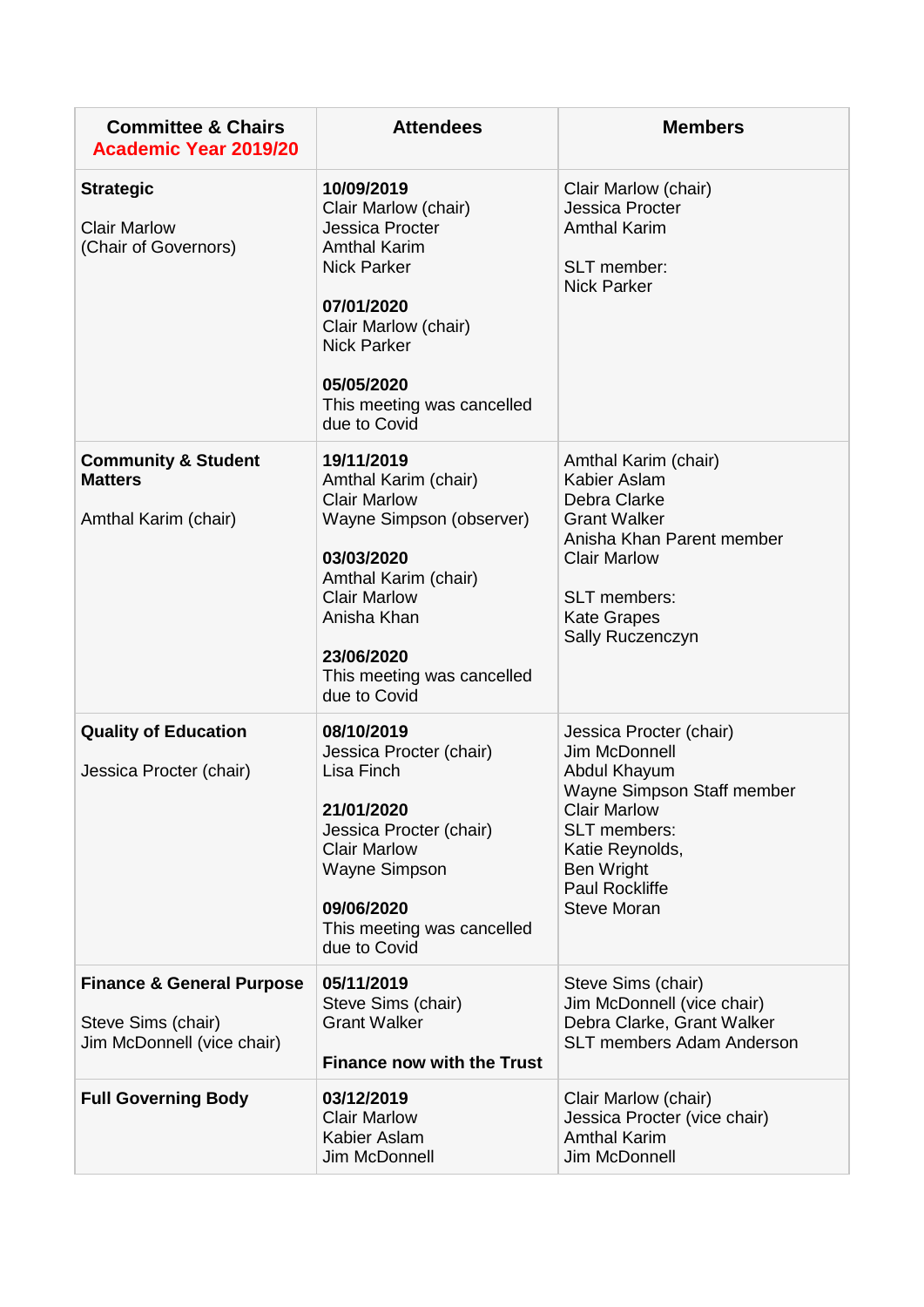| **Committee & Chairs**<br>**Academic Year 2019/20** | **Attendees** | **Members** |
|---|---|---|
| **Strategic**<br><br>Clair Marlow<br>(Chair of Governors) | **10/09/2019**<br>Clair Marlow (chair)<br>Jessica Procter<br>Amthal Karim<br>Nick Parker<br><br>**07/01/2020**<br>Clair Marlow (chair)<br>Nick Parker<br><br>**05/05/2020**<br>This meeting was cancelled due to Covid | Clair Marlow (chair)<br>Jessica Procter<br>Amthal Karim<br><br>SLT member:<br>Nick Parker |
| **Community & Student Matters**<br><br>Amthal Karim (chair) | **19/11/2019**<br>Amthal Karim (chair)<br>Clair Marlow<br>Wayne Simpson (observer)<br><br>**03/03/2020**<br>Amthal Karim (chair)<br>Clair Marlow<br>Anisha Khan<br><br>**23/06/2020**<br>This meeting was cancelled due to Covid | Amthal Karim (chair)<br>Kabier Aslam<br>Debra Clarke<br>Grant Walker<br>Anisha Khan Parent member<br>Clair Marlow<br><br>SLT members:<br>Kate Grapes<br>Sally Ruczenczyn |
| **Quality of Education**<br><br>Jessica Procter (chair) | **08/10/2019**<br>Jessica Procter (chair)<br>Lisa Finch<br><br>**21/01/2020**<br>Jessica Procter (chair)<br>Clair Marlow<br>Wayne Simpson<br><br>**09/06/2020**<br>This meeting was cancelled due to Covid | Jessica Procter (chair)<br>Jim McDonnell<br>Abdul Khayum<br>Wayne Simpson Staff member<br>Clair Marlow<br>SLT members:<br>Katie Reynolds,<br>Ben Wright<br>Paul Rockliffe<br>Steve Moran |
| **Finance & General Purpose**<br><br>Steve Sims (chair)<br>Jim McDonnell (vice chair) | **05/11/2019**<br>Steve Sims (chair)<br>Grant Walker<br><br>**Finance now with the Trust** | Steve Sims (chair)<br>Jim McDonnell (vice chair)<br>Debra Clarke, Grant Walker<br>SLT members Adam Anderson |
| **Full Governing Body** | **03/12/2019**<br>Clair Marlow<br>Kabier Aslam<br>Jim McDonnell | Clair Marlow (chair)<br>Jessica Procter (vice chair)<br>Amthal Karim<br>Jim McDonnell |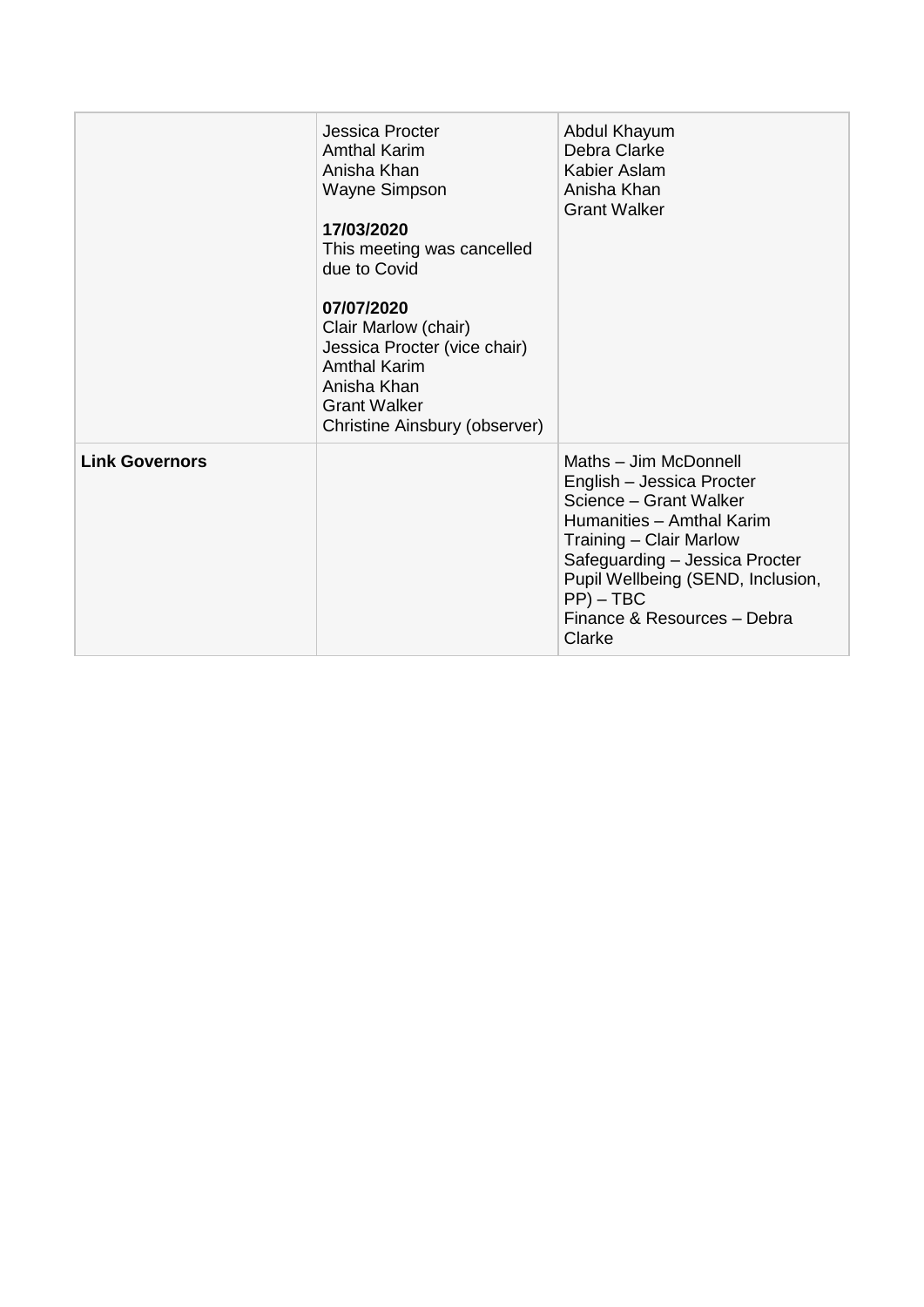| | | |
|---|---|---|
| | Jessica Procter<br>Amthal Karim<br>Anisha Khan<br>Wayne Simpson<br><br>**17/03/2020**<br>This meeting was cancelled due to Covid<br><br>**07/07/2020**<br>Clair Marlow (chair)<br>Jessica Procter (vice chair)<br>Amthal Karim<br>Anisha Khan<br>Grant Walker<br>Christine Ainsbury (observer) | Abdul Khayum<br>Debra Clarke<br>Kabier Aslam<br>Anisha Khan<br>Grant Walker |
| **Link Governors** | | Maths – Jim McDonnell<br>English – Jessica Procter<br>Science – Grant Walker<br>Humanities – Amthal Karim<br>Training – Clair Marlow<br>Safeguarding – Jessica Procter<br>Pupil Wellbeing (SEND, Inclusion, PP) – TBC<br>Finance & Resources – Debra Clarke |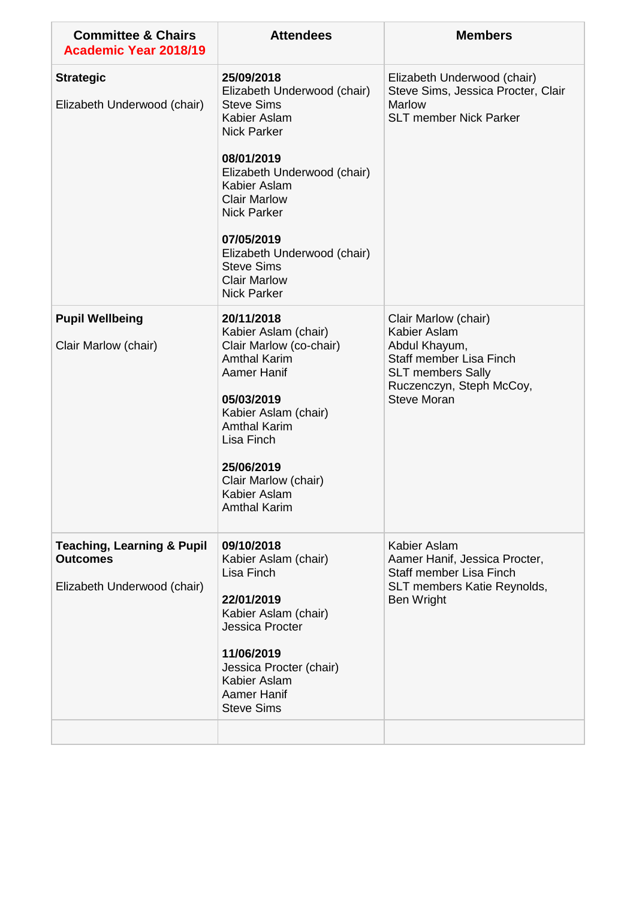| **Committee & Chairs** **Academic Year 2018/19** | **Attendees** | **Members** |
|---|---|---|
| **Strategic**<br><br>Elizabeth Underwood (chair) | **25/09/2018**<br>Elizabeth Underwood (chair)<br>Steve Sims<br>Kabier Aslam<br>Nick Parker<br><br>**08/01/2019**<br>Elizabeth Underwood (chair)<br>Kabier Aslam<br>Clair Marlow<br>Nick Parker<br><br>**07/05/2019**<br>Elizabeth Underwood (chair)<br>Steve Sims<br>Clair Marlow<br>Nick Parker | Elizabeth Underwood (chair)<br>Steve Sims, Jessica Procter, Clair Marlow<br>SLT member Nick Parker |
| **Pupil Wellbeing**<br><br>Clair Marlow (chair) | **20/11/2018**<br>Kabier Aslam (chair)<br>Clair Marlow (co-chair)<br>Amthal Karim<br>Aamer Hanif<br><br>**05/03/2019**<br>Kabier Aslam (chair)<br>Amthal Karim<br>Lisa Finch<br><br>**25/06/2019**<br>Clair Marlow (chair)<br>Kabier Aslam<br>Amthal Karim | Clair Marlow (chair)<br>Kabier Aslam<br>Abdul Khayum,<br>Staff member Lisa Finch<br>SLT members Sally Ruczenczyn, Steph McCoy, Steve Moran |
| **Teaching, Learning & Pupil Outcomes**<br><br>Elizabeth Underwood (chair) | **09/10/2018**<br>Kabier Aslam (chair)<br>Lisa Finch<br><br>**22/01/2019**<br>Kabier Aslam (chair)<br>Jessica Procter<br><br>**11/06/2019**<br>Jessica Procter (chair)<br>Kabier Aslam<br>Aamer Hanif<br>Steve Sims | Kabier Aslam<br>Aamer Hanif, Jessica Procter,<br>Staff member Lisa Finch<br>SLT members Katie Reynolds, Ben Wright |
| | | |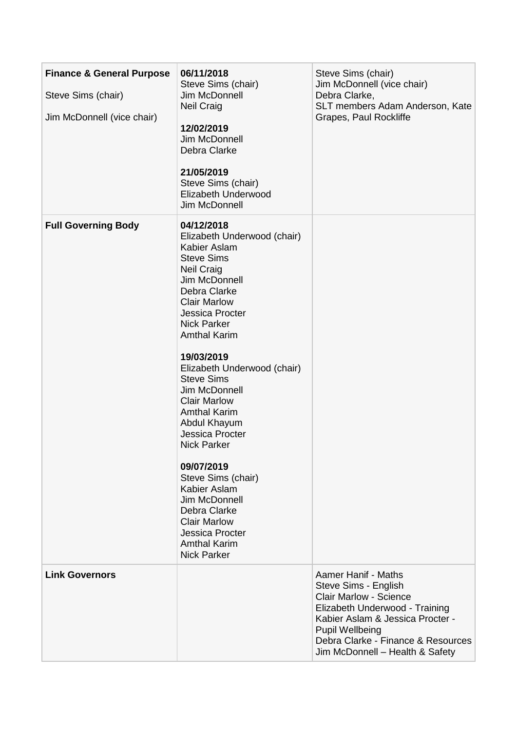| **Finance & General Purpose**<br><br>Steve Sims (chair)<br><br>Jim McDonnell (vice chair) | **06/11/2018**<br>Steve Sims (chair)<br>Jim McDonnell<br>Neil Craig<br><br>**12/02/2019**<br>Jim McDonnell<br>Debra Clarke<br><br>**21/05/2019**<br>Steve Sims (chair)<br>Elizabeth Underwood<br>Jim McDonnell | Steve Sims (chair)<br>Jim McDonnell (vice chair)<br>Debra Clarke,<br>SLT members Adam Anderson, Kate Grapes, Paul Rockliffe |
|---|---|---|
| **Full Governing Body** | **04/12/2018**<br>Elizabeth Underwood (chair)<br>Kabier Aslam<br>Steve Sims<br>Neil Craig<br>Jim McDonnell<br>Debra Clarke<br>Clair Marlow<br>Jessica Procter<br>Nick Parker<br>Amthal Karim<br><br>**19/03/2019**<br>Elizabeth Underwood (chair)<br>Steve Sims<br>Jim McDonnell<br>Clair Marlow<br>Amthal Karim<br>Abdul Khayum<br>Jessica Procter<br>Nick Parker<br><br>**09/07/2019**<br>Steve Sims (chair)<br>Kabier Aslam<br>Jim McDonnell<br>Debra Clarke<br>Clair Marlow<br>Jessica Procter<br>Amthal Karim<br>Nick Parker | |
| **Link Governors** | | Aamer Hanif - Maths<br>Steve Sims - English<br>Clair Marlow - Science<br>Elizabeth Underwood - Training<br>Kabier Aslam & Jessica Procter - Pupil Wellbeing<br>Debra Clarke - Finance & Resources<br>Jim McDonnell – Health & Safety |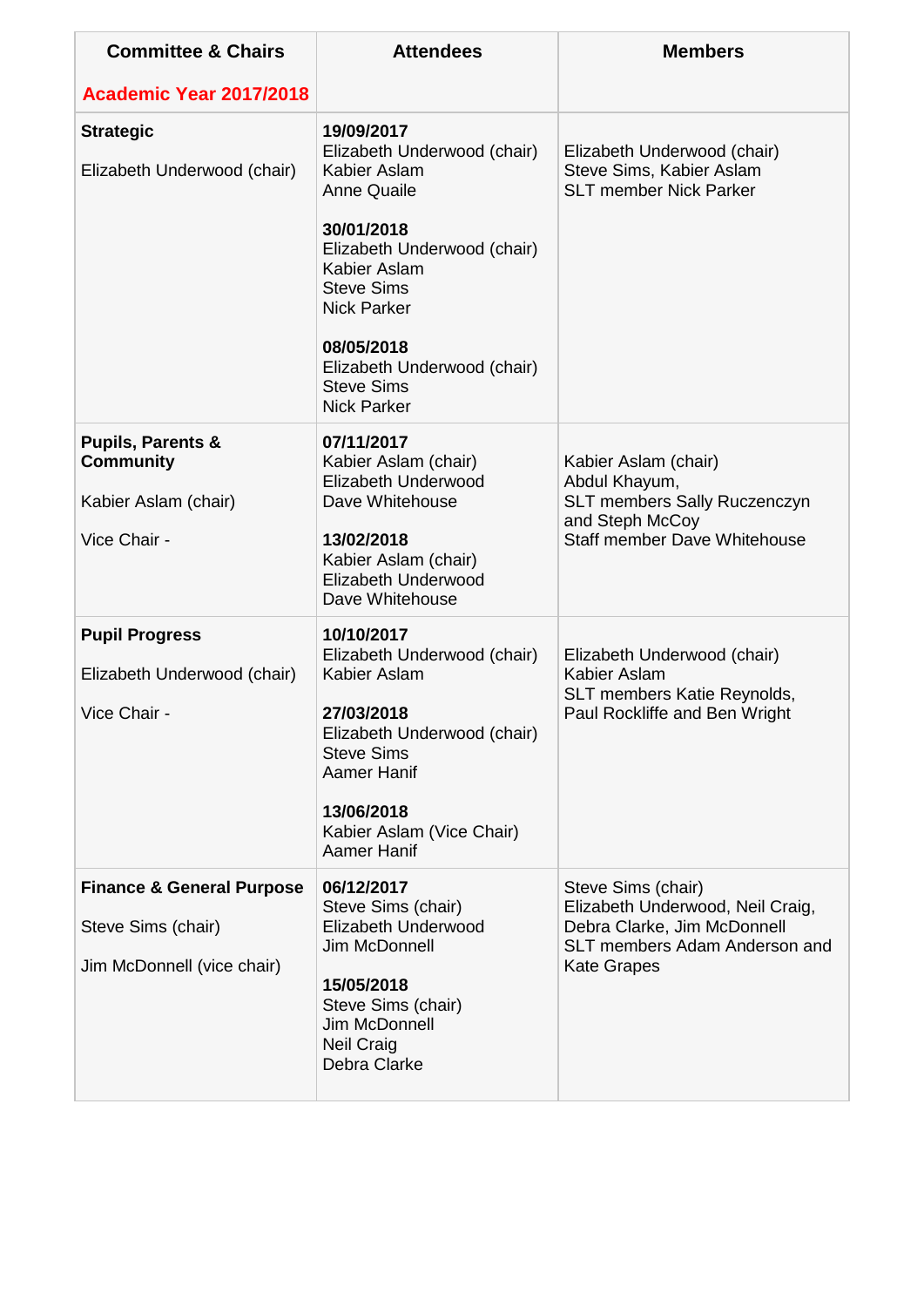| Committee & Chairs<br><br>**Academic Year 2017/2018** | Attendees | Members |
|---|---|---|
| **Strategic**<br><br>Elizabeth Underwood (chair) | **19/09/2017**<br>Elizabeth Underwood (chair)<br>Kabier Aslam<br>Anne Quaile<br><br>**30/01/2018**<br>Elizabeth Underwood (chair)<br>Kabier Aslam<br>Steve Sims<br>Nick Parker<br><br>**08/05/2018**<br>Elizabeth Underwood (chair)<br>Steve Sims<br>Nick Parker | Elizabeth Underwood (chair)<br>Steve Sims, Kabier Aslam<br>SLT member Nick Parker |
| **Pupils, Parents & Community**<br><br>Kabier Aslam (chair)<br><br>Vice Chair - | **07/11/2017**<br>Kabier Aslam (chair)<br>Elizabeth Underwood<br>Dave Whitehouse<br><br>**13/02/2018**<br>Kabier Aslam (chair)<br>Elizabeth Underwood<br>Dave Whitehouse | Kabier Aslam (chair)<br>Abdul Khayum,<br>SLT members Sally Ruczenczyn and Steph McCoy<br>Staff member Dave Whitehouse |
| **Pupil Progress**<br><br>Elizabeth Underwood (chair)<br><br>Vice Chair - | **10/10/2017**<br>Elizabeth Underwood (chair)<br>Kabier Aslam<br><br>**27/03/2018**<br>Elizabeth Underwood (chair)<br>Steve Sims<br>Aamer Hanif<br><br>**13/06/2018**<br>Kabier Aslam (Vice Chair)<br>Aamer Hanif | Elizabeth Underwood (chair)<br>Kabier Aslam<br>SLT members Katie Reynolds, Paul Rockliffe and Ben Wright |
| **Finance & General Purpose**<br><br>Steve Sims (chair)<br><br>Jim McDonnell (vice chair) | **06/12/2017**<br>Steve Sims (chair)<br>Elizabeth Underwood<br>Jim McDonnell<br><br>**15/05/2018**<br>Steve Sims (chair)<br>Jim McDonnell<br>Neil Craig<br>Debra Clarke | Steve Sims (chair)<br>Elizabeth Underwood, Neil Craig, Debra Clarke, Jim McDonnell<br>SLT members Adam Anderson and Kate Grapes |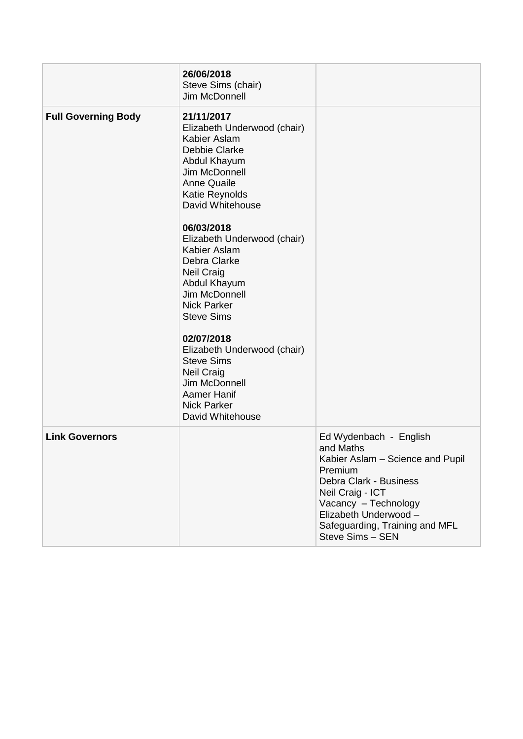| | | |
|---|---|---|
| | **26/06/2018**<br>Steve Sims (chair)<br>Jim McDonnell | |
| **Full Governing Body** | **21/11/2017**<br>Elizabeth Underwood (chair)<br>Kabier Aslam<br>Debbie Clarke<br>Abdul Khayum<br>Jim McDonnell<br>Anne Quaile<br>Katie Reynolds<br>David Whitehouse<br><br>**06/03/2018**<br>Elizabeth Underwood (chair)<br>Kabier Aslam<br>Debra Clarke<br>Neil Craig<br>Abdul Khayum<br>Jim McDonnell<br>Nick Parker<br>Steve Sims<br><br>**02/07/2018**<br>Elizabeth Underwood (chair)<br>Steve Sims<br>Neil Craig<br>Jim McDonnell<br>Aamer Hanif<br>Nick Parker<br>David Whitehouse | |
| **Link Governors** | | Ed Wydenbach - English and Maths<br>Kabier Aslam – Science and Pupil Premium<br>Debra Clark - Business<br>Neil Craig - ICT<br>Vacancy – Technology<br>Elizabeth Underwood – Safeguarding, Training and MFL<br>Steve Sims – SEN |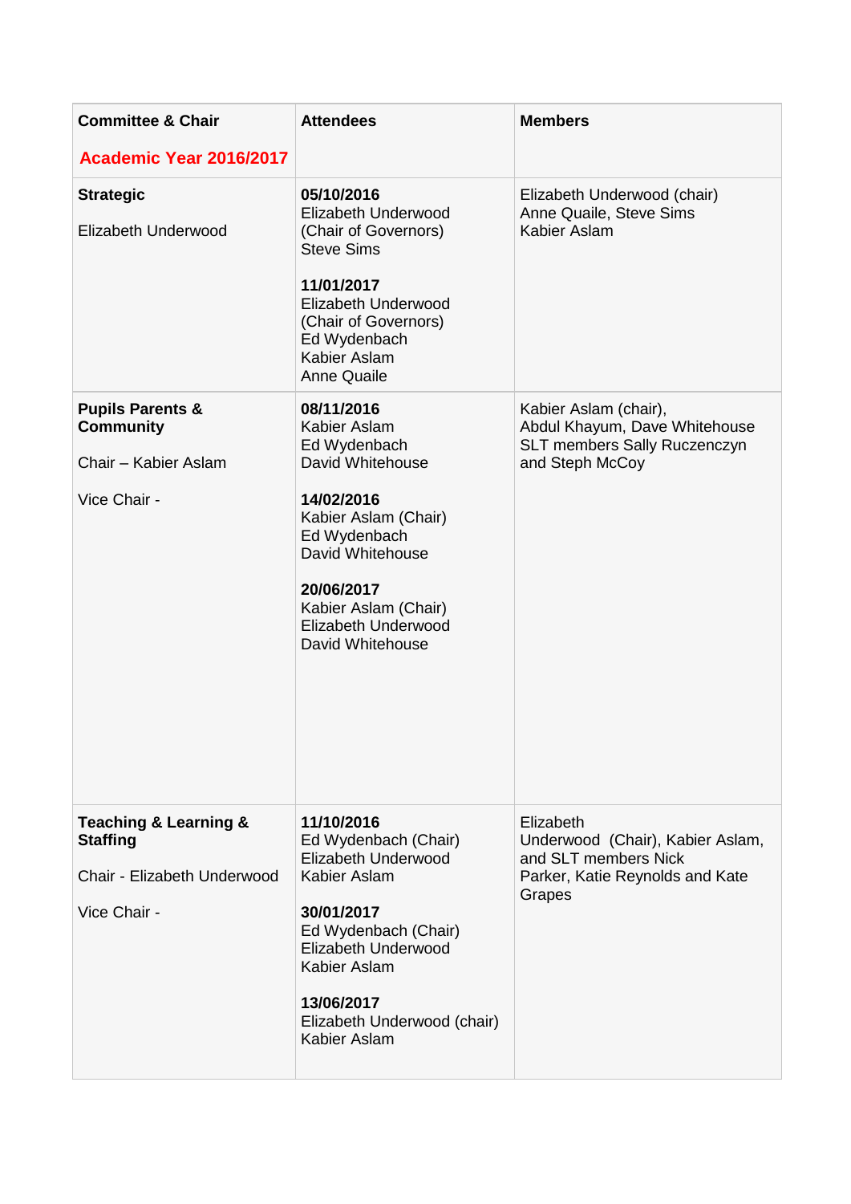| Committee & Chair<br><br>**Academic Year 2016/2017** | Attendees | Members |
|---|---|---|
| **Strategic**<br><br>Elizabeth Underwood | **05/10/2016**<br>Elizabeth Underwood (Chair of Governors)<br>Steve Sims<br><br>**11/01/2017**<br>Elizabeth Underwood (Chair of Governors)<br>Ed Wydenbach<br>Kabier Aslam<br>Anne Quaile | Elizabeth Underwood (chair)<br>Anne Quaile, Steve Sims<br>Kabier Aslam |
| **Pupils Parents & Community**<br><br>Chair – Kabier Aslam<br><br>Vice Chair - | **08/11/2016**<br>Kabier Aslam<br>Ed Wydenbach<br>David Whitehouse<br><br>**14/02/2016**<br>Kabier Aslam (Chair)<br>Ed Wydenbach<br>David Whitehouse<br><br>**20/06/2017**<br>Kabier Aslam (Chair)<br>Elizabeth Underwood<br>David Whitehouse | Kabier Aslam (chair),<br>Abdul Khayum, Dave Whitehouse<br>SLT members Sally Ruczenczyn and Steph McCoy |
| **Teaching & Learning & Staffing**<br><br>Chair - Elizabeth Underwood<br><br>Vice Chair - | **11/10/2016**<br>Ed Wydenbach (Chair)<br>Elizabeth Underwood<br>Kabier Aslam<br><br>**30/01/2017**<br>Ed Wydenbach (Chair)<br>Elizabeth Underwood<br>Kabier Aslam<br><br>**13/06/2017**<br>Elizabeth Underwood (chair)<br>Kabier Aslam | Elizabeth Underwood (Chair), Kabier Aslam, and SLT members Nick Parker, Katie Reynolds and Kate Grapes |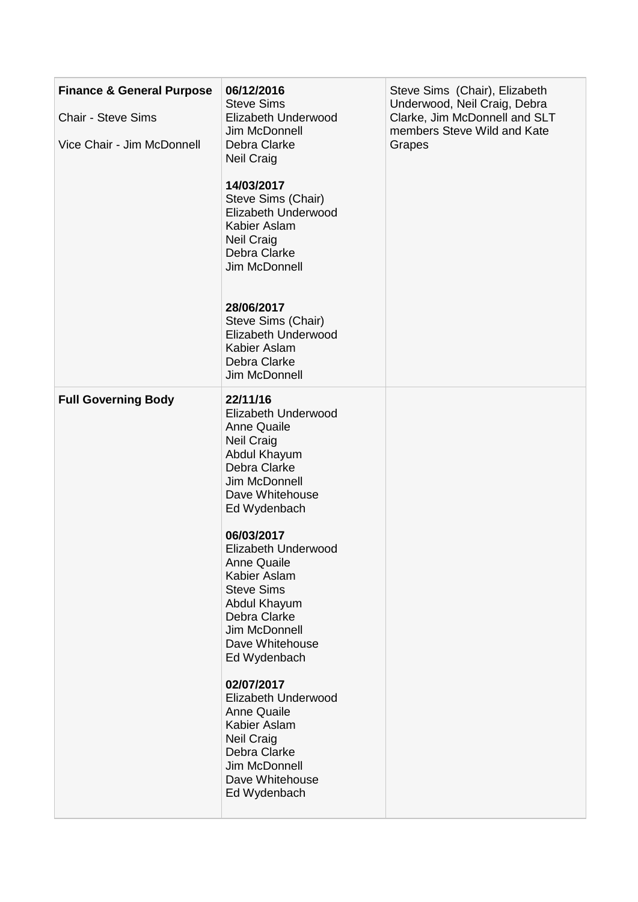| | | |
|---|---|---|
| **Finance & General Purpose**<br><br>Chair - Steve Sims<br><br>Vice Chair - Jim McDonnell | **06/12/2016**<br>Steve Sims<br>Elizabeth Underwood<br>Jim McDonnell<br>Debra Clarke<br>Neil Craig<br><br>**14/03/2017**<br>Steve Sims (Chair)<br>Elizabeth Underwood<br>Kabier Aslam<br>Neil Craig<br>Debra Clarke<br>Jim McDonnell<br><br>**28/06/2017**<br>Steve Sims (Chair)<br>Elizabeth Underwood<br>Kabier Aslam<br>Debra Clarke<br>Jim McDonnell | Steve Sims (Chair), Elizabeth Underwood, Neil Craig, Debra Clarke, Jim McDonnell and SLT members Steve Wild and Kate Grapes |
| **Full Governing Body** | **22/11/16**<br>Elizabeth Underwood<br>Anne Quaile<br>Neil Craig<br>Abdul Khayum<br>Debra Clarke<br>Jim McDonnell<br>Dave Whitehouse<br>Ed Wydenbach<br><br>**06/03/2017**<br>Elizabeth Underwood<br>Anne Quaile<br>Kabier Aslam<br>Steve Sims<br>Abdul Khayum<br>Debra Clarke<br>Jim McDonnell<br>Dave Whitehouse<br>Ed Wydenbach<br><br>**02/07/2017**<br>Elizabeth Underwood<br>Anne Quaile<br>Kabier Aslam<br>Neil Craig<br>Debra Clarke<br>Jim McDonnell<br>Dave Whitehouse<br>Ed Wydenbach | |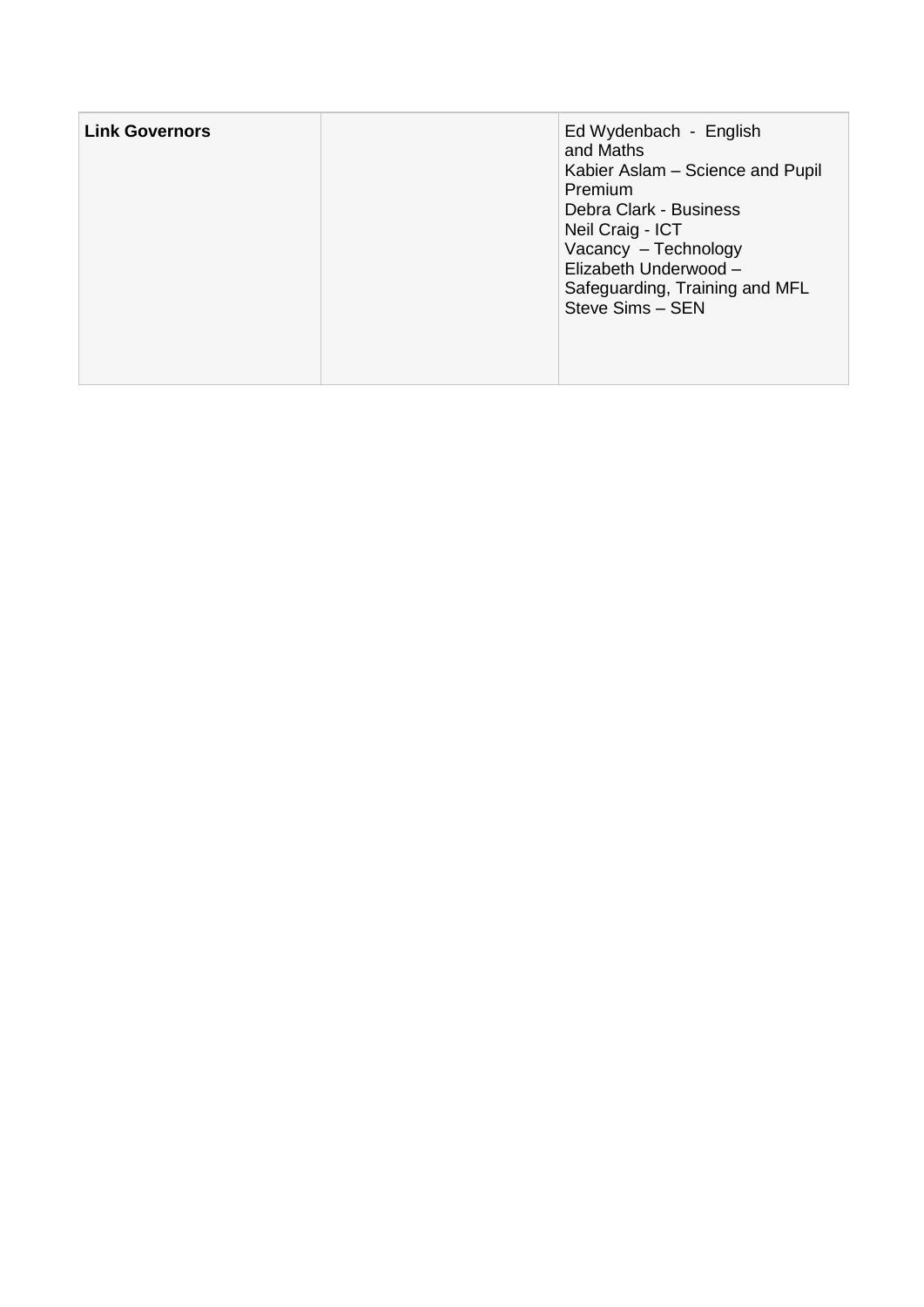| | | |
|---|---|---|
| **Link Governors** | | Ed Wydenbach - English and Maths<br>Kabier Aslam – Science and Pupil Premium<br>Debra Clark - Business<br>Neil Craig - ICT<br>Vacancy – Technology<br>Elizabeth Underwood – Safeguarding, Training and MFL<br>Steve Sims – SEN |